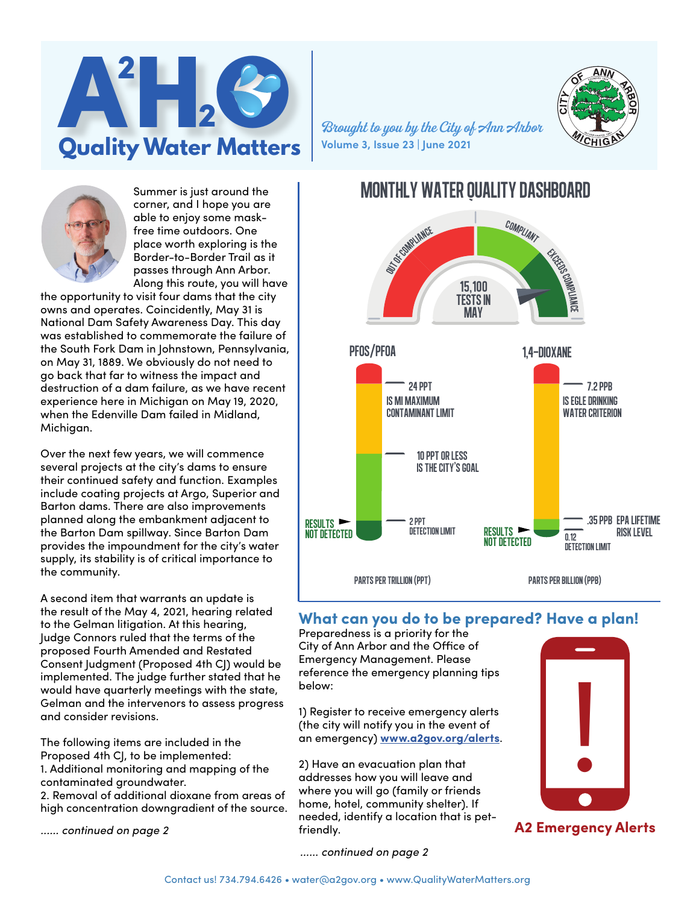# $A^2H_2O$ Quality Water Matters

*Brought to you by the City of Ann Arbor*

**Volume 3, Issue 23 | June 2021**

Summer is just around the corner, and I hope you are able to enjoy some mask-free time outdoors. One place worth exploring is the Border-to-Border Trail as it passes through Ann Arbor. Along this route, you will have the opportunity to visit four dams that the city owns and operates. Coincidently, May 31 is National Dam Safety Awareness Day. This day was established to commemorate the failure of the South Fork Dam in Johnstown, Pennsylvania, on May 31, 1889. We obviously do not need to go back that far to witness the impact and destruction of a dam failure, as we have recent experience here in Michigan on May 19, 2020, when the Edenville Dam failed in Midland, Michigan.

Over the next few years, we will commence several projects at the city's dams to ensure their continued safety and function. Examples include coating projects at Argo, Superior and Barton dams. There are also improvements planned along the embankment adjacent to the Barton Dam spillway. Since Barton Dam provides the impoundment for the city's water supply, its stability is of critical importance to the community.

A second item that warrants an update is the result of the May 4, 2021, hearing related to the Gelman litigation. At this hearing, Judge Connors ruled that the terms of the proposed Fourth Amended and Restated Consent Judgment (Proposed 4th CJ) would be implemented. The judge further stated that he would have quarterly meetings with the state, Gelman and the intervenors to assess progress and consider revisions.

The following items are included in the Proposed 4th CJ, to be implemented:
1. Additional monitoring and mapping of the contaminated groundwater.
2. Removal of additional dioxane from areas of high concentration downgradient of the source.

*...... continued on page 2*

## MONTHLY WATER QUALITY DASHBOARD

OUT OF COMPLIANCE | COMPLIANT | EXCEEDS COMPLIANCE

15,100 TESTS IN MAY

**PFOS/PFOA**

- 24 PPT IS MI MAXIMUM CONTAMINANT LIMIT
- 10 PPT OR LESS IS THE CITY'S GOAL
- 2 PPT DETECTION LIMIT
- RESULTS NOT DETECTED

PARTS PER TRILLION (PPT)

**1,4-DIOXANE**

- 7.2 PPB IS EGLE DRINKING WATER CRITERION
- .35 PPB EPA LIFETIME RISK LEVEL
- 0.12 DETECTION LIMIT
- RESULTS NOT DETECTED

PARTS PER BILLION (PPB)

## What can you do to be prepared? Have a plan!

Preparedness is a priority for the City of Ann Arbor and the Office of Emergency Management. Please reference the emergency planning tips below:

1) Register to receive emergency alerts (the city will notify you in the event of an emergency) **www.a2gov.org/alerts**.

2) Have an evacuation plan that addresses how you will leave and where you will go (family or friends home, hotel, community shelter). If needed, identify a location that is pet-friendly.

**A2 Emergency Alerts**

*...... continued on page 2*

Contact us! 734.794.6426 • water@a2gov.org • www.QualityWaterMatters.org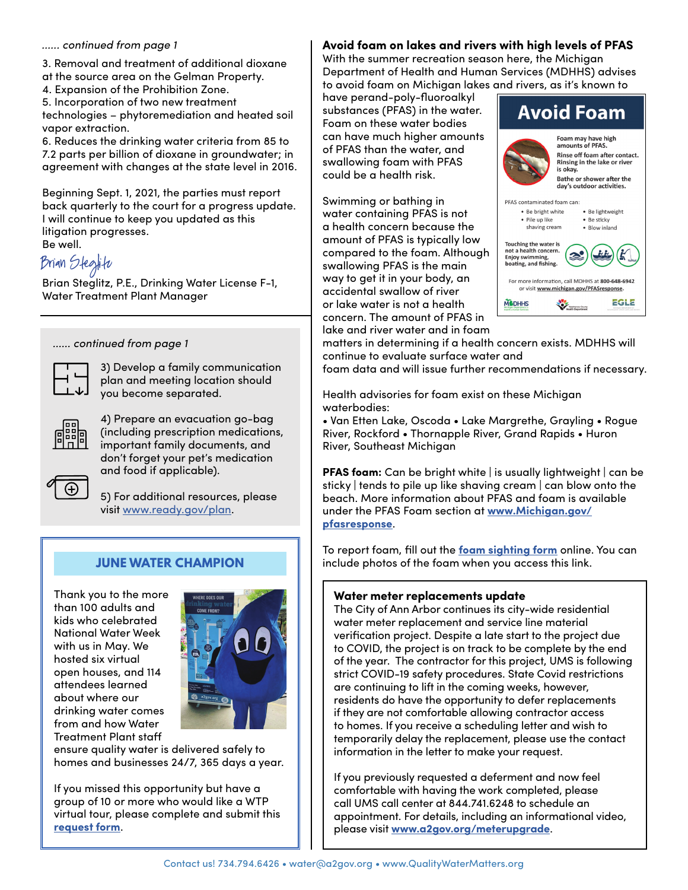*...... continued from page 1*

3. Removal and treatment of additional dioxane at the source area on the Gelman Property.
4. Expansion of the Prohibition Zone.
5. Incorporation of two new treatment technologies – phytoremediation and heated soil vapor extraction.
6. Reduces the drinking water criteria from 85 to 7.2 parts per billion of dioxane in groundwater; in agreement with changes at the state level in 2016.

Beginning Sept. 1, 2021, the parties must report back quarterly to the court for a progress update. I will continue to keep you updated as this litigation progresses.
Be well.

Brian Steglitz

Brian Steglitz, P.E., Drinking Water License F-1, Water Treatment Plant Manager

*...... continued from page 1*

3) Develop a family communication plan and meeting location should you become separated.

4) Prepare an evacuation go-bag (including prescription medications, important family documents, and don't forget your pet's medication and food if applicable).

5) For additional resources, please visit www.ready.gov/plan.

## JUNE WATER CHAMPION

Thank you to the more than 100 adults and kids who celebrated National Water Week with us in May. We hosted six virtual open houses, and 114 attendees learned about where our drinking water comes from and how Water Treatment Plant staff ensure quality water is delivered safely to homes and businesses 24/7, 365 days a year.

If you missed this opportunity but have a group of 10 or more who would like a WTP virtual tour, please complete and submit this **request form**.

## Avoid foam on lakes and rivers with high levels of PFAS

With the summer recreation season here, the Michigan Department of Health and Human Services (MDHHS) advises to avoid foam on Michigan lakes and rivers, as it's known to have perand-poly-fluoroalkyl substances (PFAS) in the water. Foam on these water bodies can have much higher amounts of PFAS than the water, and swallowing foam with PFAS could be a health risk.

**Avoid Foam**

Foam may have high amounts of PFAS.
Rinse off foam after contact. Rinsing in the lake or river is okay.
Bathe or shower after the day's outdoor activities.

PFAS contaminated foam can:
- Be bright white
- Pile up like shaving cream
- Be lightweight
- Be sticky
- Blow inland

Touching the water is not a health concern. Enjoy swimming, boating, and fishing.

For more information, call MDHHS at 800-648-6942 or visit www.michigan.gov/PFASresponse.

Swimming or bathing in water containing PFAS is not a health concern because the amount of PFAS is typically low compared to the foam. Although swallowing PFAS is the main way to get it in your body, an accidental swallow of river or lake water is not a health concern. The amount of PFAS in lake and river water and in foam matters in determining if a health concern exists. MDHHS will continue to evaluate surface water and foam data and will issue further recommendations if necessary.

Health advisories for foam exist on these Michigan waterbodies:
• Van Etten Lake, Oscoda • Lake Margrethe, Grayling • Rogue River, Rockford • Thornapple River, Grand Rapids • Huron River, Southeast Michigan

**PFAS foam:** Can be bright white | is usually lightweight | can be sticky | tends to pile up like shaving cream | can blow onto the beach. More information about PFAS and foam is available under the PFAS Foam section at **www.Michigan.gov/pfasresponse**.

To report foam, fill out the **foam sighting form** online. You can include photos of the foam when you access this link.

### Water meter replacements update

The City of Ann Arbor continues its city-wide residential water meter replacement and service line material verification project. Despite a late start to the project due to COVID, the project is on track to be complete by the end of the year. The contractor for this project, UMS is following strict COVID-19 safety procedures. State Covid restrictions are continuing to lift in the coming weeks, however, residents do have the opportunity to defer replacements if they are not comfortable allowing contractor access to homes. If you receive a scheduling letter and wish to temporarily delay the replacement, please use the contact information in the letter to make your request.

If you previously requested a deferment and now feel comfortable with having the work completed, please call UMS call center at 844.741.6248 to schedule an appointment. For details, including an informational video, please visit **www.a2gov.org/meterupgrade**.

Contact us! 734.794.6426 • water@a2gov.org • www.QualityWaterMatters.org